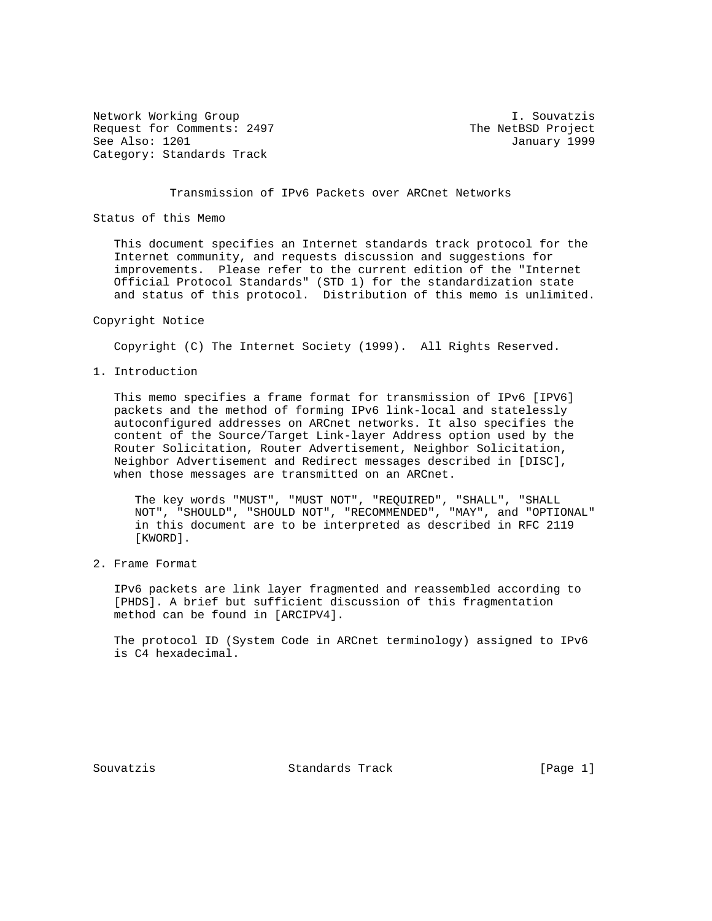Network Working Group I. Souvatzis
Request for Comments: 2497 The NetBSD Project
See Also: 1201 January 1999
Category: Standards Track

# Transmission of IPv6 Packets over ARCnet Networks

## Status of this Memo

This document specifies an Internet standards track protocol for the Internet community, and requests discussion and suggestions for improvements. Please refer to the current edition of the "Internet Official Protocol Standards" (STD 1) for the standardization state and status of this protocol. Distribution of this memo is unlimited.

## Copyright Notice

Copyright (C) The Internet Society (1999). All Rights Reserved.

## 1. Introduction

This memo specifies a frame format for transmission of IPv6 [IPV6] packets and the method of forming IPv6 link-local and statelessly autoconfigured addresses on ARCnet networks. It also specifies the content of the Source/Target Link-layer Address option used by the Router Solicitation, Router Advertisement, Neighbor Solicitation, Neighbor Advertisement and Redirect messages described in [DISC], when those messages are transmitted on an ARCnet.

The key words "MUST", "MUST NOT", "REQUIRED", "SHALL", "SHALL NOT", "SHOULD", "SHOULD NOT", "RECOMMENDED", "MAY", and "OPTIONAL" in this document are to be interpreted as described in RFC 2119 [KWORD].

## 2. Frame Format

IPv6 packets are link layer fragmented and reassembled according to [PHDS]. A brief but sufficient discussion of this fragmentation method can be found in [ARCIPV4].

The protocol ID (System Code in ARCnet terminology) assigned to IPv6 is C4 hexadecimal.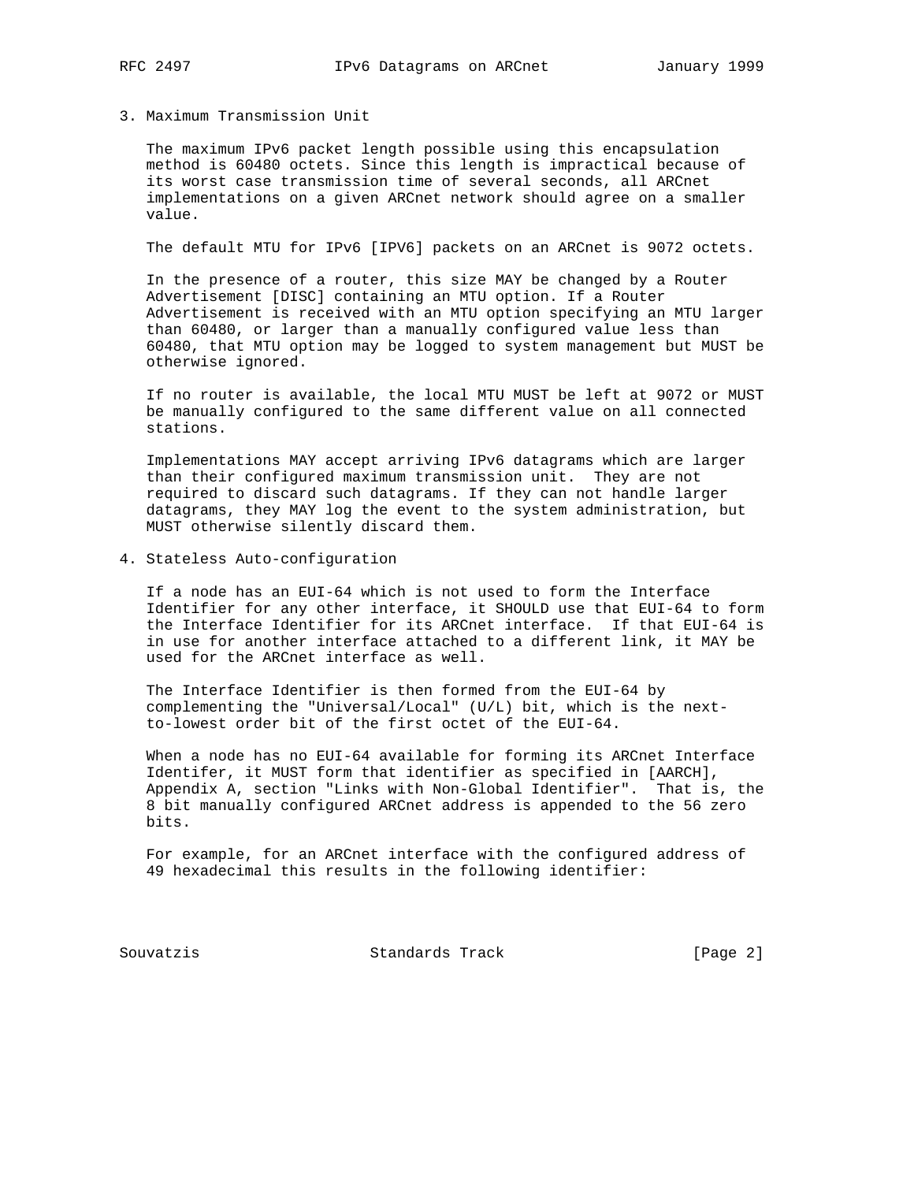## 3. Maximum Transmission Unit

The maximum IPv6 packet length possible using this encapsulation method is 60480 octets. Since this length is impractical because of its worst case transmission time of several seconds, all ARCnet implementations on a given ARCnet network should agree on a smaller value.

The default MTU for IPv6 [IPV6] packets on an ARCnet is 9072 octets.

In the presence of a router, this size MAY be changed by a Router Advertisement [DISC] containing an MTU option. If a Router Advertisement is received with an MTU option specifying an MTU larger than 60480, or larger than a manually configured value less than 60480, that MTU option may be logged to system management but MUST be otherwise ignored.

If no router is available, the local MTU MUST be left at 9072 or MUST be manually configured to the same different value on all connected stations.

Implementations MAY accept arriving IPv6 datagrams which are larger than their configured maximum transmission unit. They are not required to discard such datagrams. If they can not handle larger datagrams, they MAY log the event to the system administration, but MUST otherwise silently discard them.

## 4. Stateless Auto-configuration

If a node has an EUI-64 which is not used to form the Interface Identifier for any other interface, it SHOULD use that EUI-64 to form the Interface Identifier for its ARCnet interface. If that EUI-64 is in use for another interface attached to a different link, it MAY be used for the ARCnet interface as well.

The Interface Identifier is then formed from the EUI-64 by complementing the "Universal/Local" (U/L) bit, which is the next-to-lowest order bit of the first octet of the EUI-64.

When a node has no EUI-64 available for forming its ARCnet Interface Identifer, it MUST form that identifier as specified in [AARCH], Appendix A, section "Links with Non-Global Identifier". That is, the 8 bit manually configured ARCnet address is appended to the 56 zero bits.

For example, for an ARCnet interface with the configured address of 49 hexadecimal this results in the following identifier: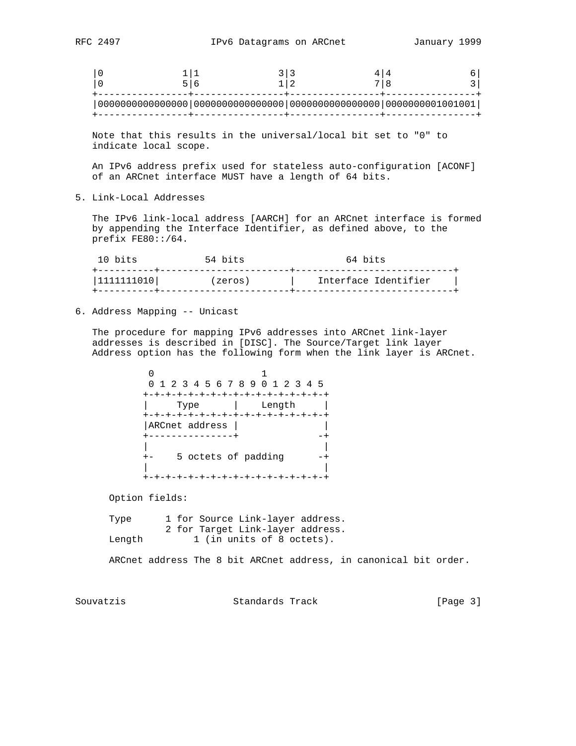```
|0              1|1              3|3              4|4              6|
|0              5|6              1|2              7|8              3|
+----------------+----------------+----------------+----------------+
|0000000000000000|0000000000000000|0000000000000000|0000000001001001|
+----------------+----------------+----------------+----------------+
```

Note that this results in the universal/local bit set to "0" to indicate local scope.

An IPv6 address prefix used for stateless auto-configuration [ACONF] of an ARCnet interface MUST have a length of 64 bits.

## 5. Link-Local Addresses

The IPv6 link-local address [AARCH] for an ARCnet interface is formed by appending the Interface Identifier, as defined above, to the prefix FE80::/64.

```
 10 bits            54 bits                  64 bits
+----------+-----------------------+----------------------------+
|1111111010|         (zeros)       |    Interface Identifier    |
+----------+-----------------------+----------------------------+
```

## 6. Address Mapping -- Unicast

The procedure for mapping IPv6 addresses into ARCnet link-layer addresses is described in [DISC]. The Source/Target link layer Address option has the following form when the link layer is ARCnet.

```
 0                   1
 0 1 2 3 4 5 6 7 8 9 0 1 2 3 4 5
+-+-+-+-+-+-+-+-+-+-+-+-+-+-+-+-+
|     Type      |    Length     |
+-+-+-+-+-+-+-+-+-+-+-+-+-+-+-+-+
|ARCnet address |               |
+---------------+              -+
|                               |
+-    5 octets of padding      -+
|                               |
+-+-+-+-+-+-+-+-+-+-+-+-+-+-+-+-+
```

Option fields:

Type      1 for Source Link-layer address.
          2 for Target Link-layer address.

Length         1 (in units of 8 octets).

ARCnet address The 8 bit ARCnet address, in canonical bit order.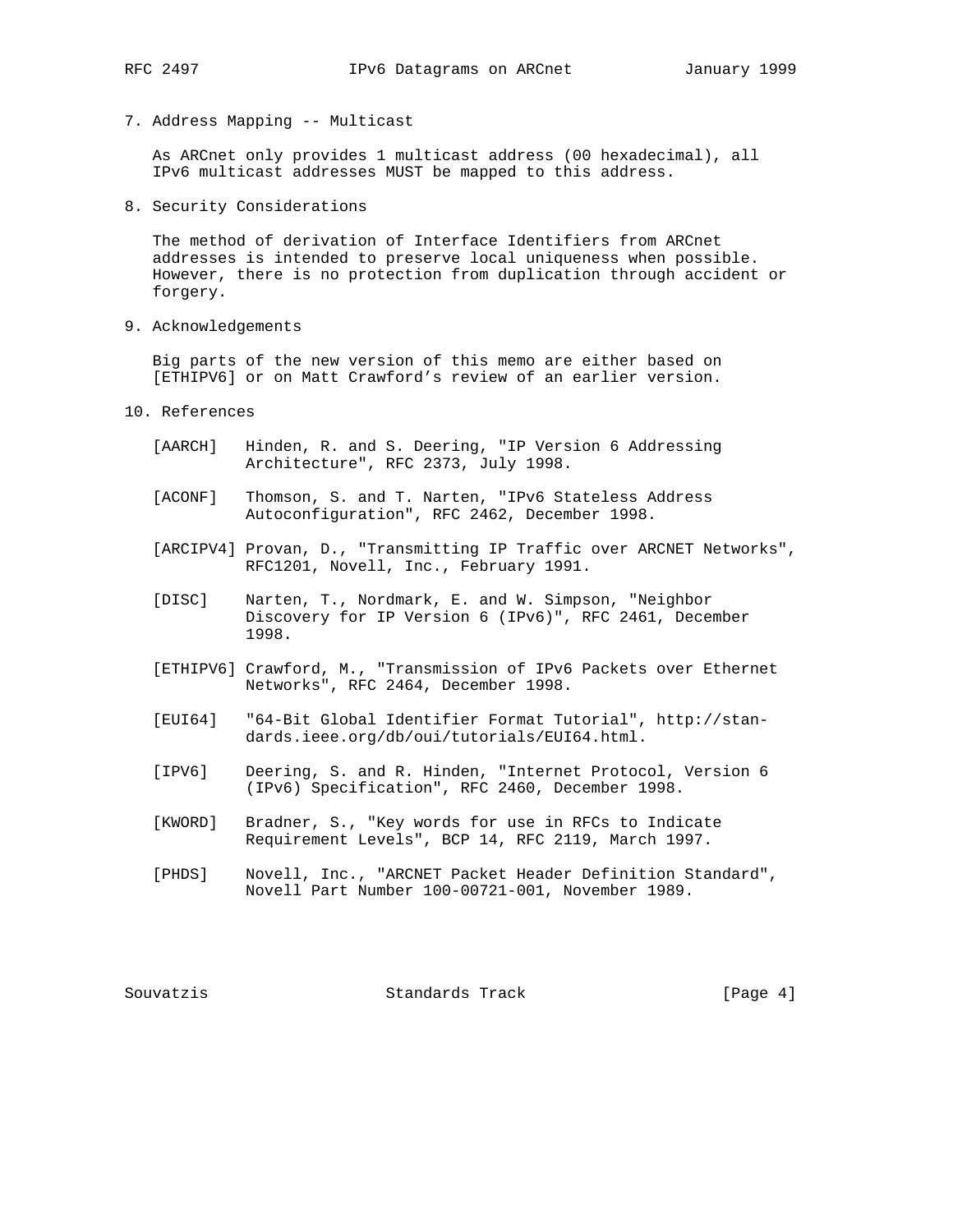## 7. Address Mapping -- Multicast

As ARCnet only provides 1 multicast address (00 hexadecimal), all IPv6 multicast addresses MUST be mapped to this address.

## 8. Security Considerations

The method of derivation of Interface Identifiers from ARCnet addresses is intended to preserve local uniqueness when possible. However, there is no protection from duplication through accident or forgery.

## 9. Acknowledgements

Big parts of the new version of this memo are either based on [ETHIPV6] or on Matt Crawford's review of an earlier version.

## 10. References

[AARCH] Hinden, R. and S. Deering, "IP Version 6 Addressing Architecture", RFC 2373, July 1998.

[ACONF] Thomson, S. and T. Narten, "IPv6 Stateless Address Autoconfiguration", RFC 2462, December 1998.

[ARCIPV4] Provan, D., "Transmitting IP Traffic over ARCNET Networks", RFC1201, Novell, Inc., February 1991.

[DISC] Narten, T., Nordmark, E. and W. Simpson, "Neighbor Discovery for IP Version 6 (IPv6)", RFC 2461, December 1998.

[ETHIPV6] Crawford, M., "Transmission of IPv6 Packets over Ethernet Networks", RFC 2464, December 1998.

[EUI64] "64-Bit Global Identifier Format Tutorial", http://standards.ieee.org/db/oui/tutorials/EUI64.html.

[IPV6] Deering, S. and R. Hinden, "Internet Protocol, Version 6 (IPv6) Specification", RFC 2460, December 1998.

[KWORD] Bradner, S., "Key words for use in RFCs to Indicate Requirement Levels", BCP 14, RFC 2119, March 1997.

[PHDS] Novell, Inc., "ARCNET Packet Header Definition Standard", Novell Part Number 100-00721-001, November 1989.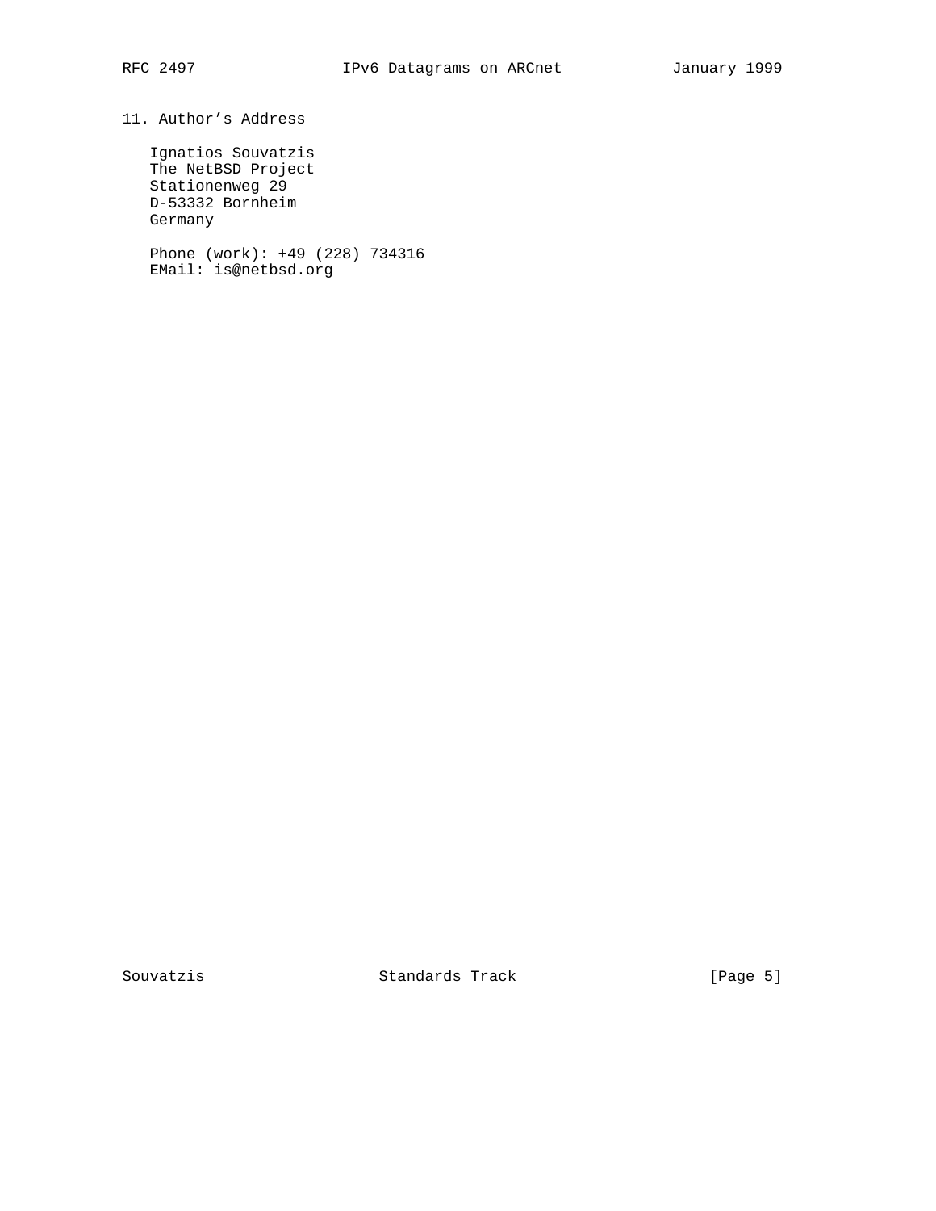## 11. Author's Address

Ignatios Souvatzis
The NetBSD Project
Stationenweg 29
D-53332 Bornheim
Germany

Phone (work): +49 (228) 734316
EMail: is@netbsd.org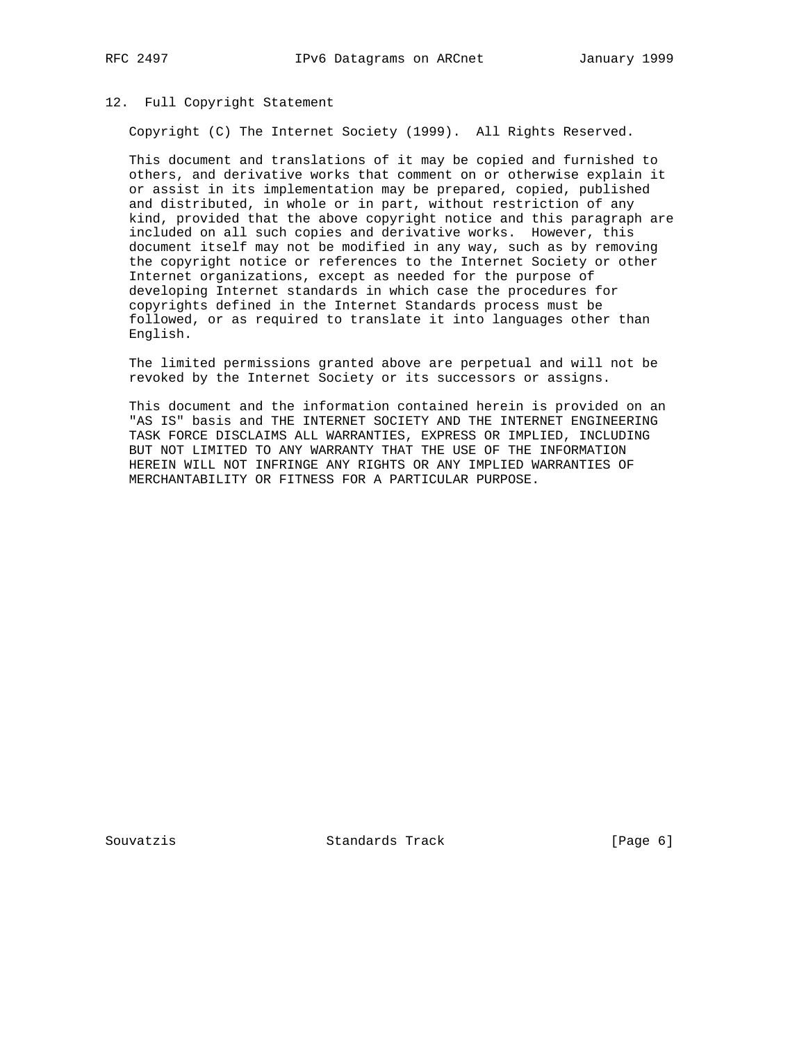## 12. Full Copyright Statement

Copyright (C) The Internet Society (1999). All Rights Reserved.

This document and translations of it may be copied and furnished to others, and derivative works that comment on or otherwise explain it or assist in its implementation may be prepared, copied, published and distributed, in whole or in part, without restriction of any kind, provided that the above copyright notice and this paragraph are included on all such copies and derivative works. However, this document itself may not be modified in any way, such as by removing the copyright notice or references to the Internet Society or other Internet organizations, except as needed for the purpose of developing Internet standards in which case the procedures for copyrights defined in the Internet Standards process must be followed, or as required to translate it into languages other than English.

The limited permissions granted above are perpetual and will not be revoked by the Internet Society or its successors or assigns.

This document and the information contained herein is provided on an "AS IS" basis and THE INTERNET SOCIETY AND THE INTERNET ENGINEERING TASK FORCE DISCLAIMS ALL WARRANTIES, EXPRESS OR IMPLIED, INCLUDING BUT NOT LIMITED TO ANY WARRANTY THAT THE USE OF THE INFORMATION HEREIN WILL NOT INFRINGE ANY RIGHTS OR ANY IMPLIED WARRANTIES OF MERCHANTABILITY OR FITNESS FOR A PARTICULAR PURPOSE.